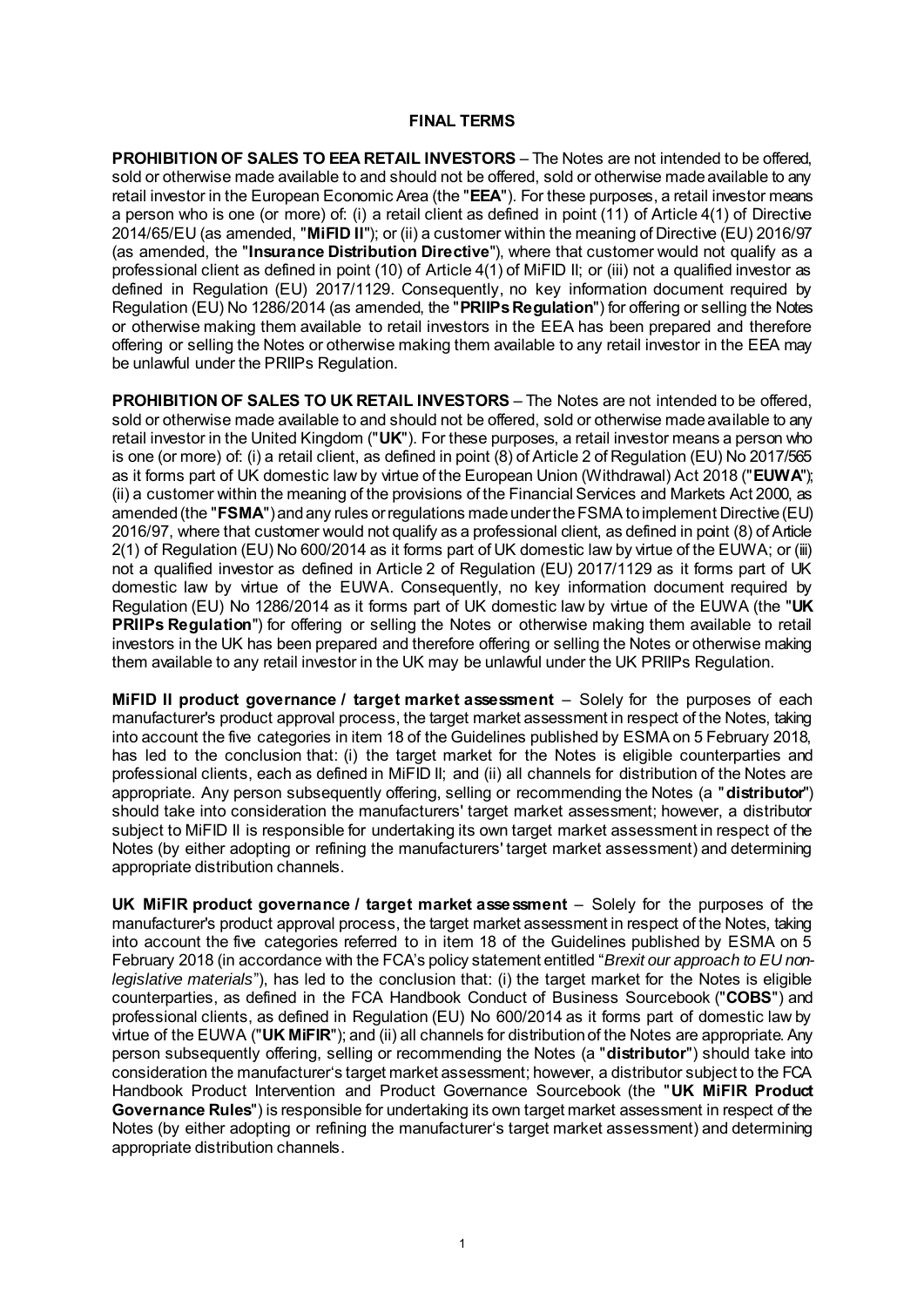# FINAL TERMS

**PROHIBITION OF SALES TO EEA RETAIL INVESTORS** – The Notes are not intended to be offered, sold or otherwise made available to and should not be offered, sold or otherwise made available to any retail investor in the European Economic Area (the "**EEA**"). For these purposes, a retail investor means a person who is one (or more) of: (i) a retail client as defined in point (11) of Article 4(1) of Directive 2014/65/EU (as amended, "**MiFID II**"); or (ii) a customer within the meaning of Directive (EU) 2016/97 (as amended, the "**Insurance Distribution Directive**"), where that customer would not qualify as a professional client as defined in point (10) of Article 4(1) of MiFID II; or (iii) not a qualified investor as defined in Regulation (EU) 2017/1129. Consequently, no key information document required by Regulation (EU) No 1286/2014 (as amended, the "**PRIIPs Regulation**") for offering or selling the Notes or otherwise making them available to retail investors in the EEA has been prepared and therefore offering or selling the Notes or otherwise making them available to any retail investor in the EEA may be unlawful under the PRIIPs Regulation.

**PROHIBITION OF SALES TO UK RETAIL INVESTORS** – The Notes are not intended to be offered, sold or otherwise made available to and should not be offered, sold or otherwise made available to any retail investor in the United Kingdom ("**UK**"). For these purposes, a retail investor means a person who is one (or more) of: (i) a retail client, as defined in point (8) of Article 2 of Regulation (EU) No 2017/565 as it forms part of UK domestic law by virtue of the European Union (Withdrawal) Act 2018 ("**EUWA**"); (ii) a customer within the meaning of the provisions of the Financial Services and Markets Act 2000, as amended (the "**FSMA**") and any rules or regulations made under the FSMA to implement Directive (EU) 2016/97, where that customer would not qualify as a professional client, as defined in point (8) of Article 2(1) of Regulation (EU) No 600/2014 as it forms part of UK domestic law by virtue of the EUWA; or (iii) not a qualified investor as defined in Article 2 of Regulation (EU) 2017/1129 as it forms part of UK domestic law by virtue of the EUWA. Consequently, no key information document required by Regulation (EU) No 1286/2014 as it forms part of UK domestic law by virtue of the EUWA (the "**UK PRIIPs Regulation**") for offering or selling the Notes or otherwise making them available to retail investors in the UK has been prepared and therefore offering or selling the Notes or otherwise making them available to any retail investor in the UK may be unlawful under the UK PRIIPs Regulation.

**MiFID II product governance / target market assessment** – Solely for the purposes of each manufacturer's product approval process, the target market assessment in respect of the Notes, taking into account the five categories in item 18 of the Guidelines published by ESMA on 5 February 2018, has led to the conclusion that: (i) the target market for the Notes is eligible counterparties and professional clients, each as defined in MiFID II; and (ii) all channels for distribution of the Notes are appropriate. Any person subsequently offering, selling or recommending the Notes (a "**distributor**") should take into consideration the manufacturers' target market assessment; however, a distributor subject to MiFID II is responsible for undertaking its own target market assessment in respect of the Notes (by either adopting or refining the manufacturers' target market assessment) and determining appropriate distribution channels.

**UK MiFIR product governance / target market assessment** – Solely for the purposes of the manufacturer's product approval process, the target market assessment in respect of the Notes, taking into account the five categories referred to in item 18 of the Guidelines published by ESMA on 5 February 2018 (in accordance with the FCA's policy statement entitled "*Brexit our approach to EU non-legislative materials*"), has led to the conclusion that: (i) the target market for the Notes is eligible counterparties, as defined in the FCA Handbook Conduct of Business Sourcebook ("**COBS**") and professional clients, as defined in Regulation (EU) No 600/2014 as it forms part of domestic law by virtue of the EUWA ("**UK MiFIR**"); and (ii) all channels for distribution of the Notes are appropriate. Any person subsequently offering, selling or recommending the Notes (a "**distributor**") should take into consideration the manufacturer's target market assessment; however, a distributor subject to the FCA Handbook Product Intervention and Product Governance Sourcebook (the "**UK MiFIR Product Governance Rules**") is responsible for undertaking its own target market assessment in respect of the Notes (by either adopting or refining the manufacturer's target market assessment) and determining appropriate distribution channels.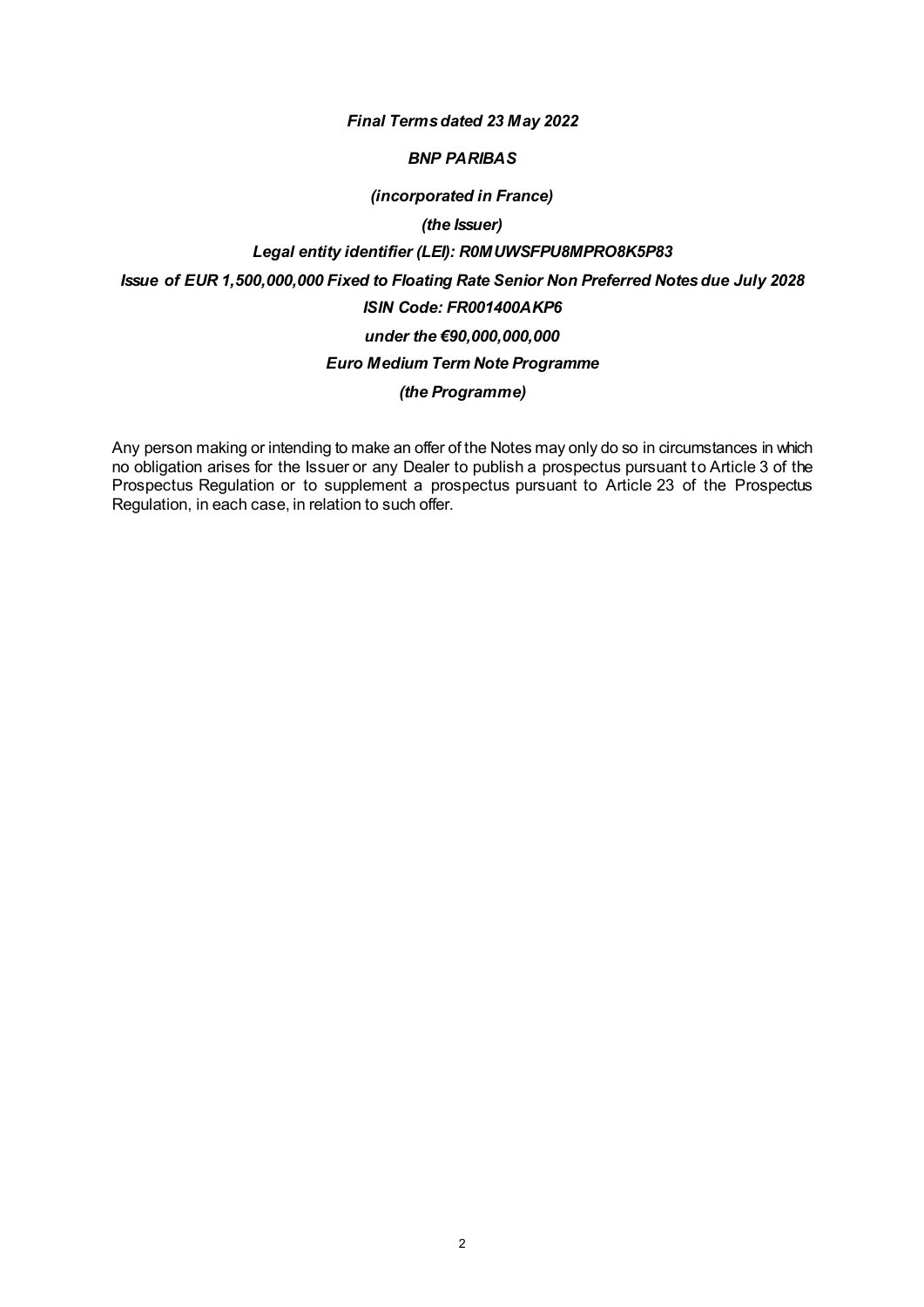*Final Terms dated 23 May 2022*

*BNP PARIBAS*

*(incorporated in France)*

*(the Issuer)*

*Legal entity identifier (LEI): R0MUWSFPU8MPRO8K5P83*

*Issue of EUR 1,500,000,000 Fixed to Floating Rate Senior Non Preferred Notes due July 2028*

*ISIN Code: FR001400AKP6*

*under the €90,000,000,000*

*Euro Medium Term Note Programme*

*(the Programme)*

Any person making or intending to make an offer of the Notes may only do so in circumstances in which no obligation arises for the Issuer or any Dealer to publish a prospectus pursuant to Article 3 of the Prospectus Regulation or to supplement a prospectus pursuant to Article 23 of the Prospectus Regulation, in each case, in relation to such offer.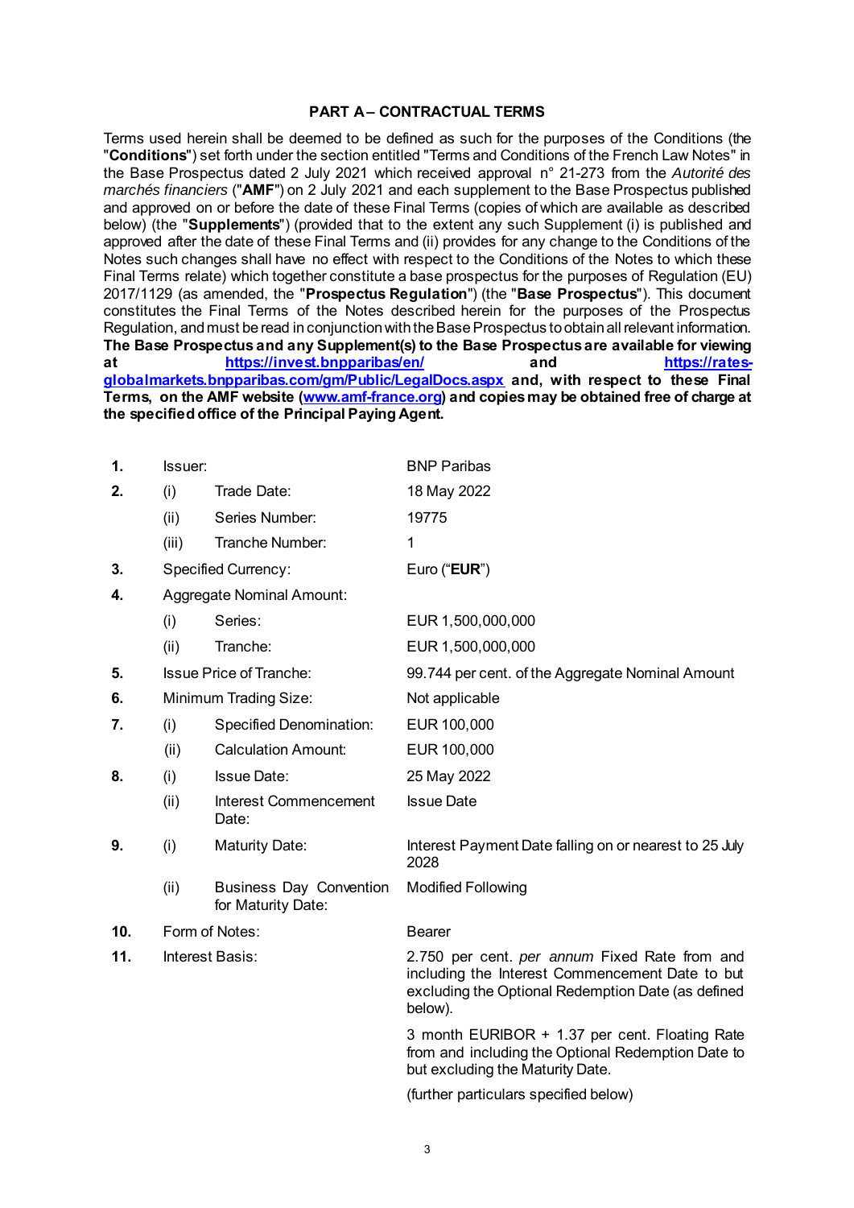## PART A – CONTRACTUAL TERMS

Terms used herein shall be deemed to be defined as such for the purposes of the Conditions (the "**Conditions**") set forth under the section entitled "Terms and Conditions of the French Law Notes" in the Base Prospectus dated 2 July 2021 which received approval n° 21-273 from the *Autorité des marchés financiers* ("**AMF**") on 2 July 2021 and each supplement to the Base Prospectus published and approved on or before the date of these Final Terms (copies of which are available as described below) (the "**Supplements**") (provided that to the extent any such Supplement (i) is published and approved after the date of these Final Terms and (ii) provides for any change to the Conditions of the Notes such changes shall have no effect with respect to the Conditions of the Notes to which these Final Terms relate) which together constitute a base prospectus for the purposes of Regulation (EU) 2017/1129 (as amended, the "**Prospectus Regulation**") (the "**Base Prospectus**"). This document constitutes the Final Terms of the Notes described herein for the purposes of the Prospectus Regulation, and must be read in conjunction with the Base Prospectus to obtain all relevant information. **The Base Prospectus and any Supplement(s) to the Base Prospectus are available for viewing at https://invest.bnpparibas/en/ and https://rates-globalmarkets.bnpparibas.com/gm/Public/LegalDocs.aspx and, with respect to these Final Terms, on the AMF website (www.amf-france.org) and copies may be obtained free of charge at the specified office of the Principal Paying Agent.**

| | | | |
|---|---|---|---|
| **1.** | Issuer: | | BNP Paribas |
| **2.** | (i) | Trade Date: | 18 May 2022 |
| | (ii) | Series Number: | 19775 |
| | (iii) | Tranche Number: | 1 |
| **3.** | Specified Currency: | | Euro ("**EUR**") |
| **4.** | Aggregate Nominal Amount: | | |
| | (i) | Series: | EUR 1,500,000,000 |
| | (ii) | Tranche: | EUR 1,500,000,000 |
| **5.** | Issue Price of Tranche: | | 99.744 per cent. of the Aggregate Nominal Amount |
| **6.** | Minimum Trading Size: | | Not applicable |
| **7.** | (i) | Specified Denomination: | EUR 100,000 |
| | (ii) | Calculation Amount: | EUR 100,000 |
| **8.** | (i) | Issue Date: | 25 May 2022 |
| | (ii) | Interest Commencement Date: | Issue Date |
| **9.** | (i) | Maturity Date: | Interest Payment Date falling on or nearest to 25 July 2028 |
| | (ii) | Business Day Convention for Maturity Date: | Modified Following |
| **10.** | Form of Notes: | | Bearer |
| **11.** | Interest Basis: | | 2.750 per cent. *per annum* Fixed Rate from and including the Interest Commencement Date to but excluding the Optional Redemption Date (as defined below).<br><br>3 month EURIBOR + 1.37 per cent. Floating Rate from and including the Optional Redemption Date to but excluding the Maturity Date.<br><br>(further particulars specified below) |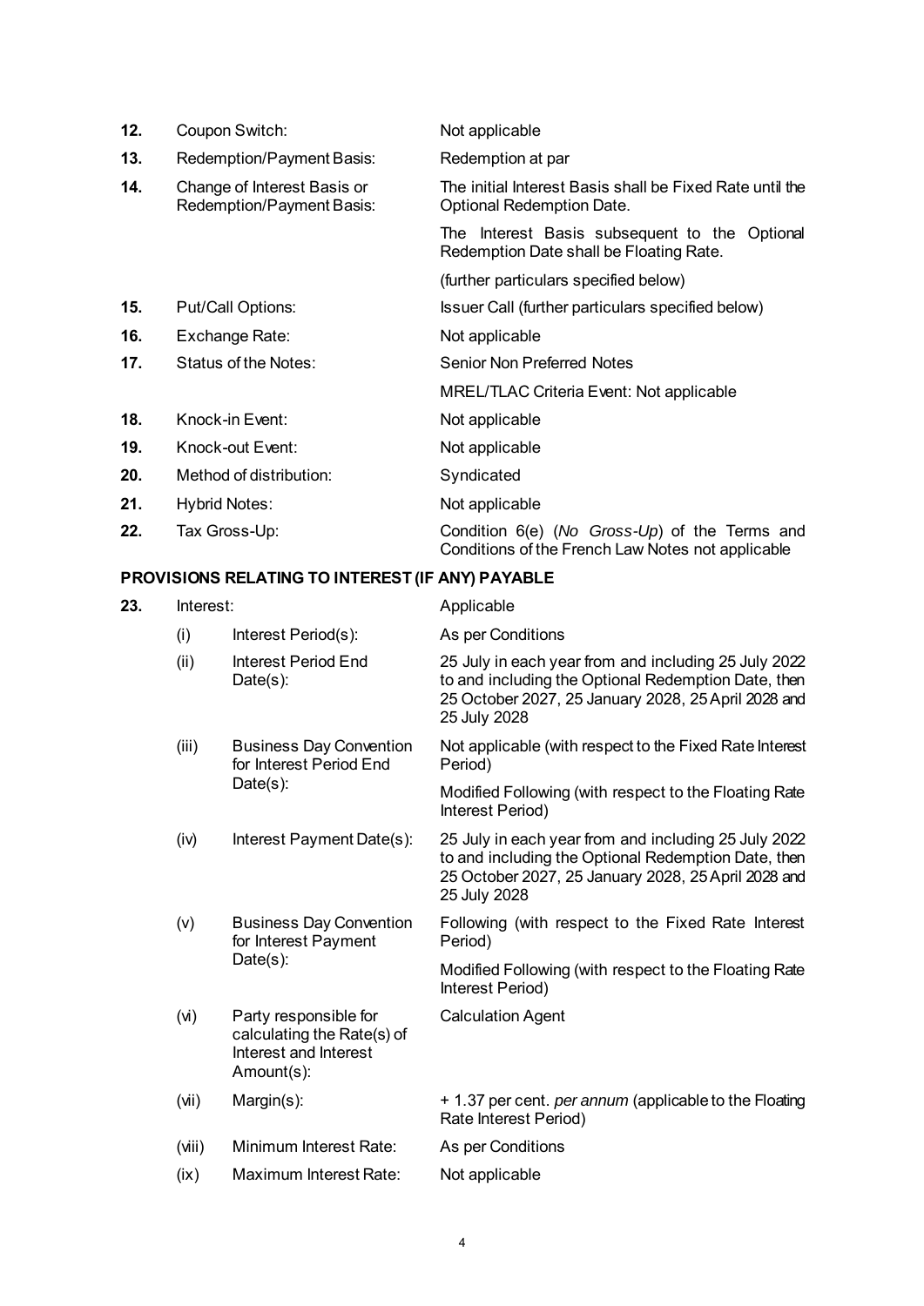| | | |
|---|---|---|
| **12.** | Coupon Switch: | Not applicable |
| **13.** | Redemption/Payment Basis: | Redemption at par |
| **14.** | Change of Interest Basis or Redemption/Payment Basis: | The initial Interest Basis shall be Fixed Rate until the Optional Redemption Date.<br><br>The Interest Basis subsequent to the Optional Redemption Date shall be Floating Rate.<br><br>(further particulars specified below) |
| **15.** | Put/Call Options: | Issuer Call (further particulars specified below) |
| **16.** | Exchange Rate: | Not applicable |
| **17.** | Status of the Notes: | Senior Non Preferred Notes<br><br>MREL/TLAC Criteria Event: Not applicable |
| **18.** | Knock-in Event: | Not applicable |
| **19.** | Knock-out Event: | Not applicable |
| **20.** | Method of distribution: | Syndicated |
| **21.** | Hybrid Notes: | Not applicable |
| **22.** | Tax Gross-Up: | Condition 6(e) (*No Gross-Up*) of the Terms and Conditions of the French Law Notes not applicable |

**PROVISIONS RELATING TO INTEREST (IF ANY) PAYABLE**

| | | | |
|---|---|---|---|
| **23.** | Interest: | | Applicable |
| | (i) | Interest Period(s): | As per Conditions |
| | (ii) | Interest Period End Date(s): | 25 July in each year from and including 25 July 2022 to and including the Optional Redemption Date, then 25 October 2027, 25 January 2028, 25 April 2028 and 25 July 2028 |
| | (iii) | Business Day Convention for Interest Period End Date(s): | Not applicable (with respect to the Fixed Rate Interest Period)<br><br>Modified Following (with respect to the Floating Rate Interest Period) |
| | (iv) | Interest Payment Date(s): | 25 July in each year from and including 25 July 2022 to and including the Optional Redemption Date, then 25 October 2027, 25 January 2028, 25 April 2028 and 25 July 2028 |
| | (v) | Business Day Convention for Interest Payment Date(s): | Following (with respect to the Fixed Rate Interest Period)<br><br>Modified Following (with respect to the Floating Rate Interest Period) |
| | (vi) | Party responsible for calculating the Rate(s) of Interest and Interest Amount(s): | Calculation Agent |
| | (vii) | Margin(s): | + 1.37 per cent. *per annum* (applicable to the Floating Rate Interest Period) |
| | (viii) | Minimum Interest Rate: | As per Conditions |
| | (ix) | Maximum Interest Rate: | Not applicable |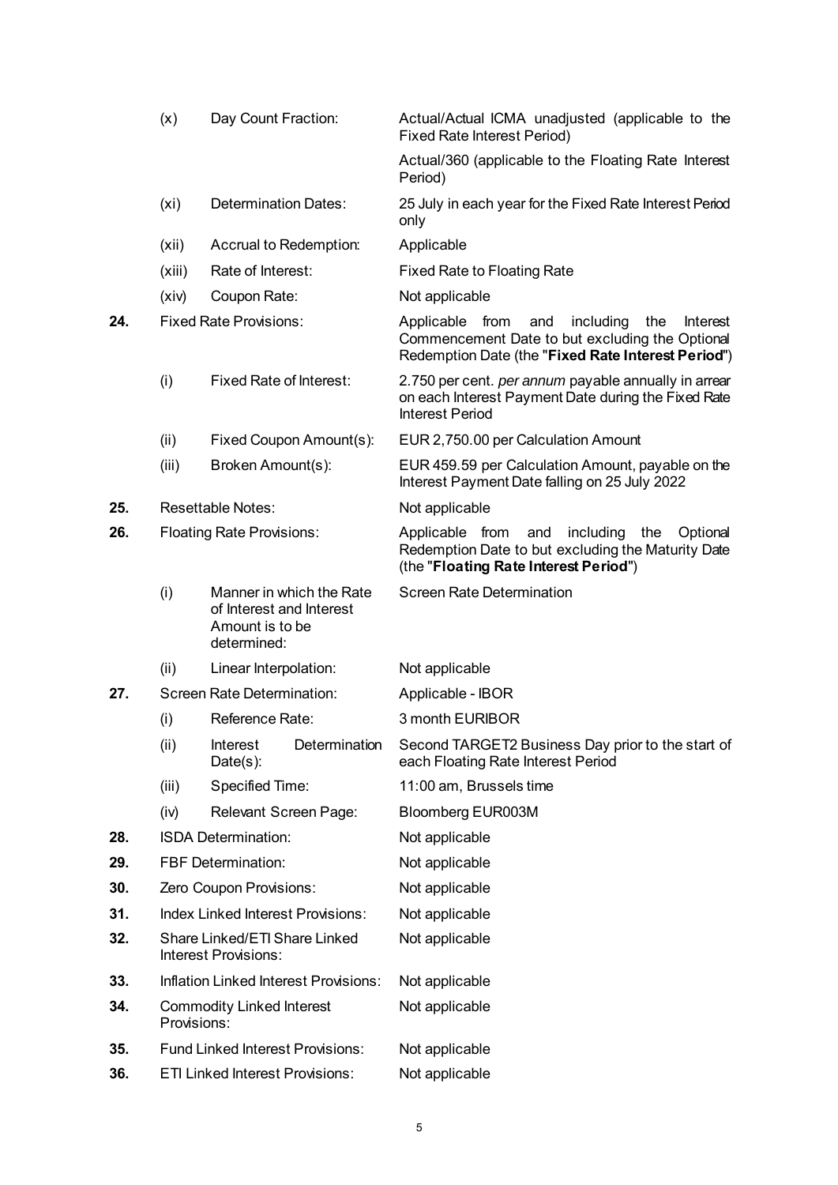| | | | |
|---|---|---|---|
| | (x) | Day Count Fraction: | Actual/Actual ICMA unadjusted (applicable to the Fixed Rate Interest Period)<br><br>Actual/360 (applicable to the Floating Rate Interest Period) |
| | (xi) | Determination Dates: | 25 July in each year for the Fixed Rate Interest Period only |
| | (xii) | Accrual to Redemption: | Applicable |
| | (xiii) | Rate of Interest: | Fixed Rate to Floating Rate |
| | (xiv) | Coupon Rate: | Not applicable |
| **24.** | Fixed Rate Provisions: | | Applicable from and including the Interest Commencement Date to but excluding the Optional Redemption Date (the "**Fixed Rate Interest Period**") |
| | (i) | Fixed Rate of Interest: | 2.750 per cent. *per annum* payable annually in arrear on each Interest Payment Date during the Fixed Rate Interest Period |
| | (ii) | Fixed Coupon Amount(s): | EUR 2,750.00 per Calculation Amount |
| | (iii) | Broken Amount(s): | EUR 459.59 per Calculation Amount, payable on the Interest Payment Date falling on 25 July 2022 |
| **25.** | Resettable Notes: | | Not applicable |
| **26.** | Floating Rate Provisions: | | Applicable from and including the Optional Redemption Date to but excluding the Maturity Date (the "**Floating Rate Interest Period**") |
| | (i) | Manner in which the Rate of Interest and Interest Amount is to be determined: | Screen Rate Determination |
| | (ii) | Linear Interpolation: | Not applicable |
| **27.** | Screen Rate Determination: | | Applicable - IBOR |
| | (i) | Reference Rate: | 3 month EURIBOR |
| | (ii) | Interest Determination Date(s): | Second TARGET2 Business Day prior to the start of each Floating Rate Interest Period |
| | (iii) | Specified Time: | 11:00 am, Brussels time |
| | (iv) | Relevant Screen Page: | Bloomberg EUR003M |
| **28.** | ISDA Determination: | | Not applicable |
| **29.** | FBF Determination: | | Not applicable |
| **30.** | Zero Coupon Provisions: | | Not applicable |
| **31.** | Index Linked Interest Provisions: | | Not applicable |
| **32.** | Share Linked/ETI Share Linked Interest Provisions: | | Not applicable |
| **33.** | Inflation Linked Interest Provisions: | | Not applicable |
| **34.** | Commodity Linked Interest Provisions: | | Not applicable |
| **35.** | Fund Linked Interest Provisions: | | Not applicable |
| **36.** | ETI Linked Interest Provisions: | | Not applicable |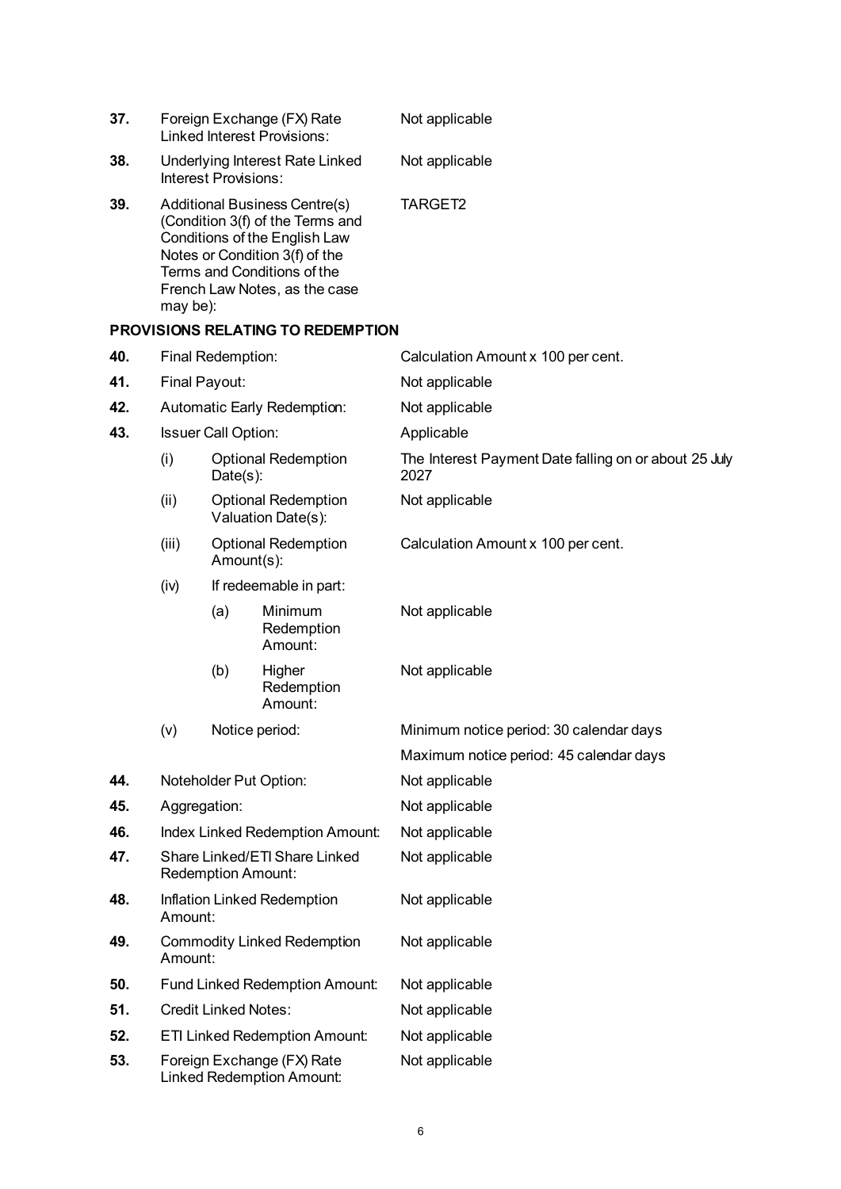| | | | |
|---|---|---|---|
| **37.** | Foreign Exchange (FX) Rate Linked Interest Provisions: | | Not applicable |
| **38.** | Underlying Interest Rate Linked Interest Provisions: | | Not applicable |
| **39.** | Additional Business Centre(s) (Condition 3(f) of the Terms and Conditions of the English Law Notes or Condition 3(f) of the Terms and Conditions of the French Law Notes, as the case may be): | | TARGET2 |

**PROVISIONS RELATING TO REDEMPTION**

| | | | |
|---|---|---|---|
| **40.** | Final Redemption: | | Calculation Amount x 100 per cent. |
| **41.** | Final Payout: | | Not applicable |
| **42.** | Automatic Early Redemption: | | Not applicable |
| **43.** | Issuer Call Option: | | Applicable |
| | (i) | Optional Redemption Date(s): | The Interest Payment Date falling on or about 25 July 2027 |
| | (ii) | Optional Redemption Valuation Date(s): | Not applicable |
| | (iii) | Optional Redemption Amount(s): | Calculation Amount x 100 per cent. |
| | (iv) | If redeemable in part: | |
| | | (a) Minimum Redemption Amount: | Not applicable |
| | | (b) Higher Redemption Amount: | Not applicable |
| | (v) | Notice period: | Minimum notice period: 30 calendar days<br>Maximum notice period: 45 calendar days |
| **44.** | Noteholder Put Option: | | Not applicable |
| **45.** | Aggregation: | | Not applicable |
| **46.** | Index Linked Redemption Amount: | | Not applicable |
| **47.** | Share Linked/ETI Share Linked Redemption Amount: | | Not applicable |
| **48.** | Inflation Linked Redemption Amount: | | Not applicable |
| **49.** | Commodity Linked Redemption Amount: | | Not applicable |
| **50.** | Fund Linked Redemption Amount: | | Not applicable |
| **51.** | Credit Linked Notes: | | Not applicable |
| **52.** | ETI Linked Redemption Amount: | | Not applicable |
| **53.** | Foreign Exchange (FX) Rate Linked Redemption Amount: | | Not applicable |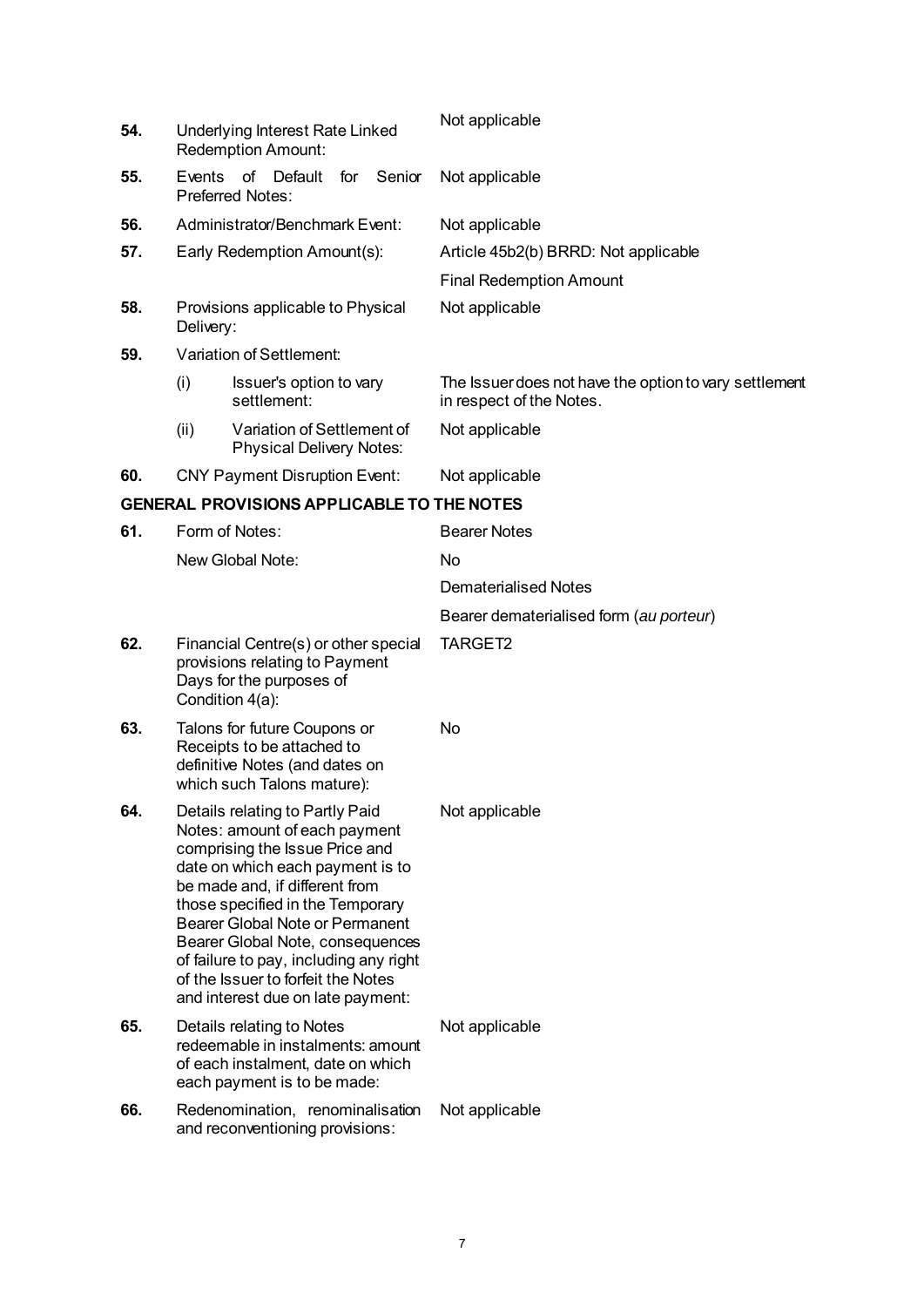| | | |
|---|---|---|
| **54.** | Underlying Interest Rate Linked Redemption Amount: | Not applicable |
| **55.** | Events of Default for Senior Preferred Notes: | Not applicable |
| **56.** | Administrator/Benchmark Event: | Not applicable |
| **57.** | Early Redemption Amount(s): | Article 45b2(b) BRRD: Not applicable |
| | | Final Redemption Amount |
| **58.** | Provisions applicable to Physical Delivery: | Not applicable |
| **59.** | Variation of Settlement: | |
| | (i) Issuer's option to vary settlement: | The Issuer does not have the option to vary settlement in respect of the Notes. |
| | (ii) Variation of Settlement of Physical Delivery Notes: | Not applicable |
| **60.** | CNY Payment Disruption Event: | Not applicable |

## GENERAL PROVISIONS APPLICABLE TO THE NOTES

| | | |
|---|---|---|
| **61.** | Form of Notes: | Bearer Notes |
| | New Global Note: | No |
| | | Dematerialised Notes |
| | | Bearer dematerialised form (*au porteur*) |
| **62.** | Financial Centre(s) or other special provisions relating to Payment Days for the purposes of Condition 4(a): | TARGET2 |
| **63.** | Talons for future Coupons or Receipts to be attached to definitive Notes (and dates on which such Talons mature): | No |
| **64.** | Details relating to Partly Paid Notes: amount of each payment comprising the Issue Price and date on which each payment is to be made and, if different from those specified in the Temporary Bearer Global Note or Permanent Bearer Global Note, consequences of failure to pay, including any right of the Issuer to forfeit the Notes and interest due on late payment: | Not applicable |
| **65.** | Details relating to Notes redeemable in instalments: amount of each instalment, date on which each payment is to be made: | Not applicable |
| **66.** | Redenomination, renominalisation and reconventioning provisions: | Not applicable |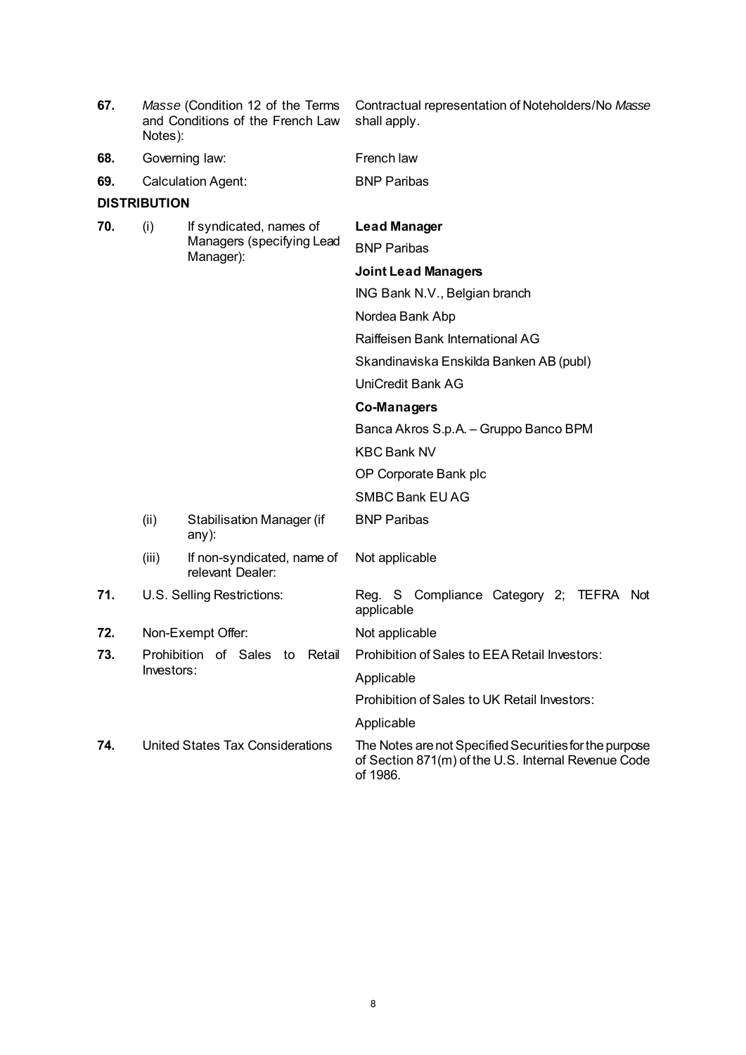| | | | |
|---|---|---|---|
| **67.** | *Masse* (Condition 12 of the Terms and Conditions of the French Law Notes): | | Contractual representation of Noteholders/No *Masse* shall apply. |
| **68.** | Governing law: | | French law |
| **69.** | Calculation Agent: | | BNP Paribas |

**DISTRIBUTION**

| | | | |
|---|---|---|---|
| **70.** | (i) | If syndicated, names of Managers (specifying Lead Manager): | **Lead Manager**<br>BNP Paribas<br>**Joint Lead Managers**<br>ING Bank N.V., Belgian branch<br>Nordea Bank Abp<br>Raiffeisen Bank International AG<br>Skandinaviska Enskilda Banken AB (publ)<br>UniCredit Bank AG<br>**Co-Managers**<br>Banca Akros S.p.A. – Gruppo Banco BPM<br>KBC Bank NV<br>OP Corporate Bank plc<br>SMBC Bank EU AG |
| | (ii) | Stabilisation Manager (if any): | BNP Paribas |
| | (iii) | If non-syndicated, name of relevant Dealer: | Not applicable |
| **71.** | U.S. Selling Restrictions: | | Reg. S Compliance Category 2; TEFRA Not applicable |
| **72.** | Non-Exempt Offer: | | Not applicable |
| **73.** | Prohibition of Sales to Retail Investors: | | Prohibition of Sales to EEA Retail Investors:<br>Applicable<br>Prohibition of Sales to UK Retail Investors:<br>Applicable |
| **74.** | United States Tax Considerations | | The Notes are not Specified Securities for the purpose of Section 871(m) of the U.S. Internal Revenue Code of 1986. |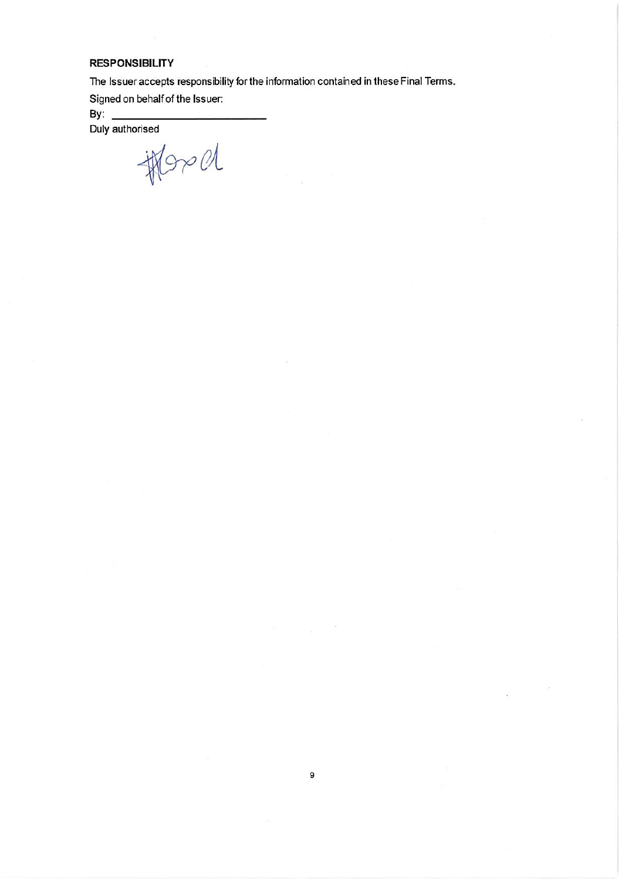**RESPONSIBILITY**

The Issuer accepts responsibility for the information contained in these Final Terms.

Signed on behalf of the Issuer:

By: ____________________________

Duly authorised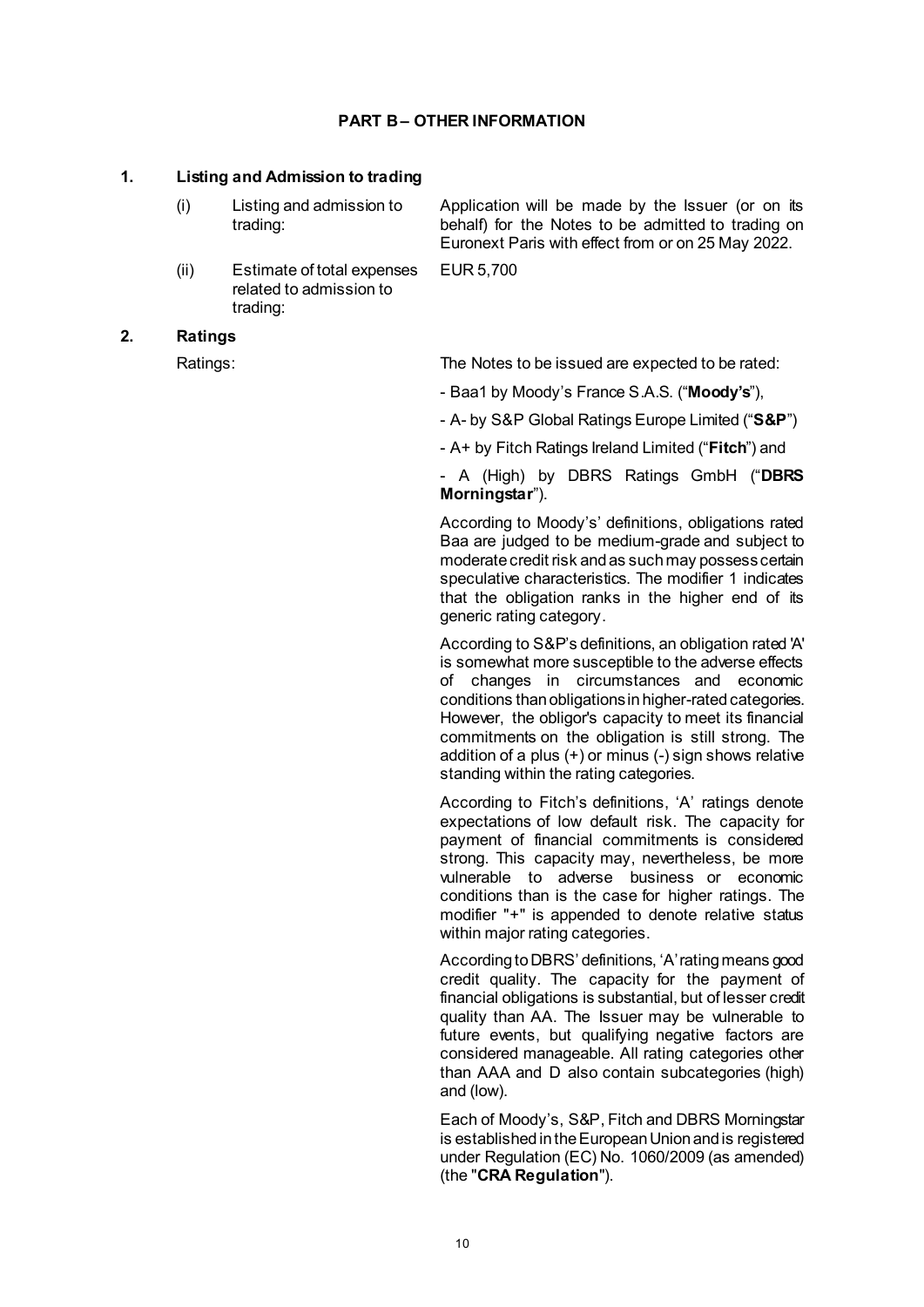## PART B – OTHER INFORMATION

### 1. Listing and Admission to trading

| | | |
|---|---|---|
| (i) | Listing and admission to trading: | Application will be made by the Issuer (or on its behalf) for the Notes to be admitted to trading on Euronext Paris with effect from or on 25 May 2022. |
| (ii) | Estimate of total expenses related to admission to trading: | EUR 5,700 |

### 2. Ratings

Ratings:

The Notes to be issued are expected to be rated:

- Baa1 by Moody's France S.A.S. ("**Moody's**"),
- A- by S&P Global Ratings Europe Limited ("**S&P**")
- A+ by Fitch Ratings Ireland Limited ("**Fitch**") and
- A (High) by DBRS Ratings GmbH ("**DBRS Morningstar**").

According to Moody's' definitions, obligations rated Baa are judged to be medium-grade and subject to moderate credit risk and as such may possess certain speculative characteristics. The modifier 1 indicates that the obligation ranks in the higher end of its generic rating category.

According to S&P's definitions, an obligation rated 'A' is somewhat more susceptible to the adverse effects of changes in circumstances and economic conditions than obligations in higher-rated categories. However, the obligor's capacity to meet its financial commitments on the obligation is still strong. The addition of a plus (+) or minus (-) sign shows relative standing within the rating categories.

According to Fitch's definitions, 'A' ratings denote expectations of low default risk. The capacity for payment of financial commitments is considered strong. This capacity may, nevertheless, be more vulnerable to adverse business or economic conditions than is the case for higher ratings. The modifier "+" is appended to denote relative status within major rating categories.

According to DBRS' definitions, 'A' rating means good credit quality. The capacity for the payment of financial obligations is substantial, but of lesser credit quality than AA. The Issuer may be vulnerable to future events, but qualifying negative factors are considered manageable. All rating categories other than AAA and D also contain subcategories (high) and (low).

Each of Moody's, S&P, Fitch and DBRS Morningstar is established in the European Union and is registered under Regulation (EC) No. 1060/2009 (as amended) (the "**CRA Regulation**").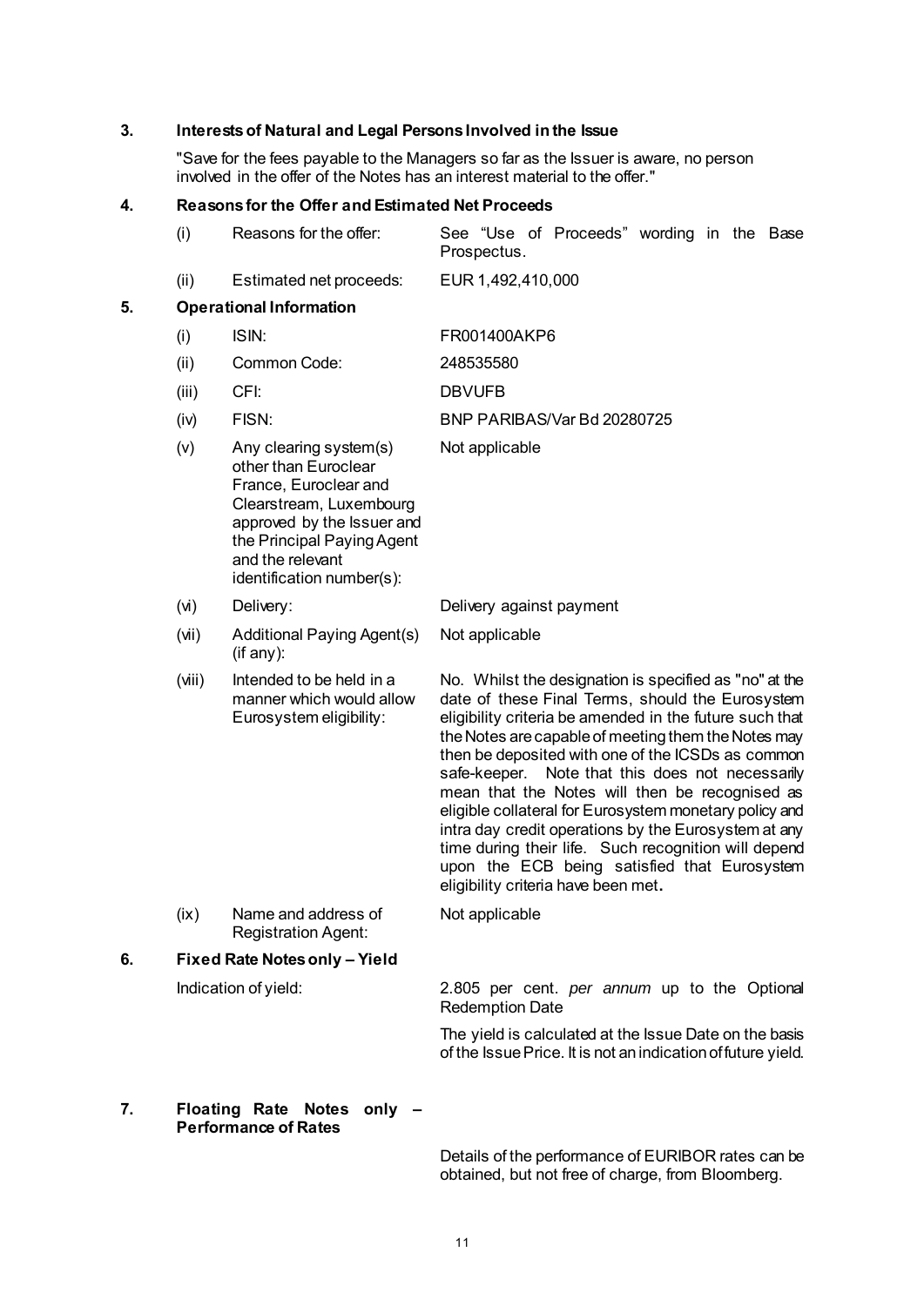## 3. Interests of Natural and Legal Persons Involved in the Issue

"Save for the fees payable to the Managers so far as the Issuer is aware, no person involved in the offer of the Notes has an interest material to the offer."

## 4. Reasons for the Offer and Estimated Net Proceeds

| | | |
|---|---|---|
| (i) | Reasons for the offer: | See "Use of Proceeds" wording in the Base Prospectus. |
| (ii) | Estimated net proceeds: | EUR 1,492,410,000 |

## 5. Operational Information

| | | |
|---|---|---|
| (i) | ISIN: | FR001400AKP6 |
| (ii) | Common Code: | 248535580 |
| (iii) | CFI: | DBVUFB |
| (iv) | FISN: | BNP PARIBAS/Var Bd 20280725 |
| (v) | Any clearing system(s) other than Euroclear France, Euroclear and Clearstream, Luxembourg approved by the Issuer and the Principal Paying Agent and the relevant identification number(s): | Not applicable |
| (vi) | Delivery: | Delivery against payment |
| (vii) | Additional Paying Agent(s) (if any): | Not applicable |
| (viii) | Intended to be held in a manner which would allow Eurosystem eligibility: | No. Whilst the designation is specified as "no" at the date of these Final Terms, should the Eurosystem eligibility criteria be amended in the future such that the Notes are capable of meeting them the Notes may then be deposited with one of the ICSDs as common safe-keeper. Note that this does not necessarily mean that the Notes will then be recognised as eligible collateral for Eurosystem monetary policy and intra day credit operations by the Eurosystem at any time during their life. Such recognition will depend upon the ECB being satisfied that Eurosystem eligibility criteria have been met. |
| (ix) | Name and address of Registration Agent: | Not applicable |

## 6. Fixed Rate Notes only – Yield

Indication of yield: 2.805 per cent. *per annum* up to the Optional Redemption Date

The yield is calculated at the Issue Date on the basis of the Issue Price. It is not an indication of future yield.

## 7. Floating Rate Notes only – Performance of Rates

Details of the performance of EURIBOR rates can be obtained, but not free of charge, from Bloomberg.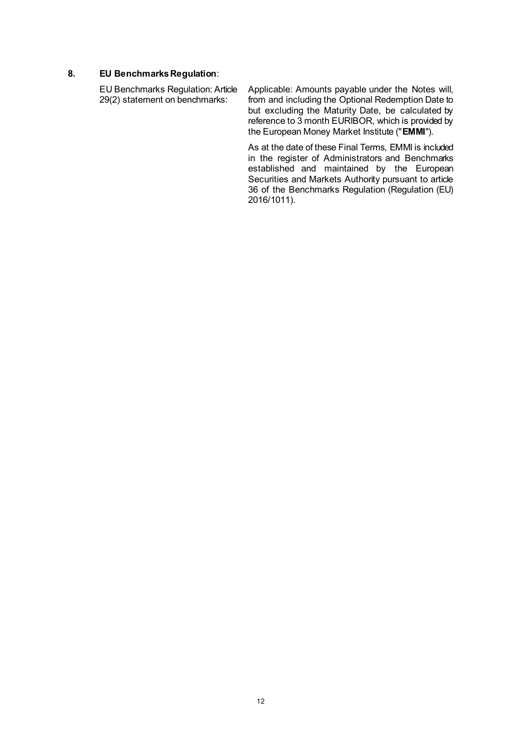**8. EU Benchmarks Regulation**:

| | |
|---|---|
| EU Benchmarks Regulation: Article 29(2) statement on benchmarks: | Applicable: Amounts payable under the Notes will, from and including the Optional Redemption Date to but excluding the Maturity Date, be calculated by reference to 3 month EURIBOR, which is provided by the European Money Market Institute ("**EMMI**").<br><br>As at the date of these Final Terms, EMMI is included in the register of Administrators and Benchmarks established and maintained by the European Securities and Markets Authority pursuant to article 36 of the Benchmarks Regulation (Regulation (EU) 2016/1011). |